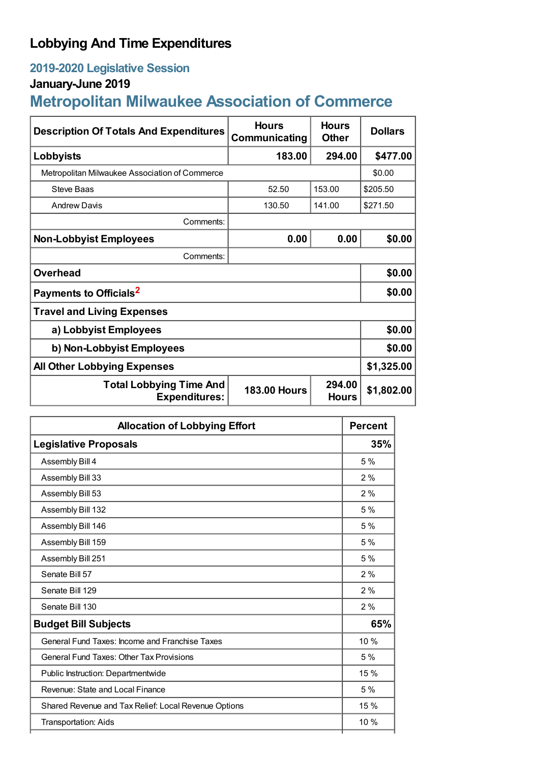# Lobbying And Time Expenditures

## 2019-2020 Legislative Session

### January-June 2019

## Metropolitan Milwaukee Association of Commerce

| Description Of Totals And Expenditures | Hours Communicating | Hours Other | Dollars |
|---|---|---|---|
| **Lobbyists** | **183.00** | **294.00** | **$477.00** |
| Metropolitan Milwaukee Association of Commerce | | | $0.00 |
| Steve Baas | 52.50 | 153.00 | $205.50 |
| Andrew Davis | 130.50 | 141.00 | $271.50 |
| Comments: | | | |
| **Non-Lobbyist Employees** | **0.00** | **0.00** | **$0.00** |
| Comments: | | | |
| **Overhead** | | | **$0.00** |
| **Payments to Officials**[2] | | | **$0.00** |
| **Travel and Living Expenses** | | | |
| **a) Lobbyist Employees** | | | **$0.00** |
| **b) Non-Lobbyist Employees** | | | **$0.00** |
| **All Other Lobbying Expenses** | | | **$1,325.00** |
| **Total Lobbying Time And Expenditures:** | **183.00 Hours** | **294.00 Hours** | **$1,802.00** |

| Allocation of Lobbying Effort | Percent |
|---|---|
| **Legislative Proposals** | **35%** |
| Assembly Bill 4 | 5 % |
| Assembly Bill 33 | 2 % |
| Assembly Bill 53 | 2 % |
| Assembly Bill 132 | 5 % |
| Assembly Bill 146 | 5 % |
| Assembly Bill 159 | 5 % |
| Assembly Bill 251 | 5 % |
| Senate Bill 57 | 2 % |
| Senate Bill 129 | 2 % |
| Senate Bill 130 | 2 % |
| **Budget Bill Subjects** | **65%** |
| General Fund Taxes: Income and Franchise Taxes | 10 % |
| General Fund Taxes: Other Tax Provisions | 5 % |
| Public Instruction: Departmentwide | 15 % |
| Revenue: State and Local Finance | 5 % |
| Shared Revenue and Tax Relief: Local Revenue Options | 15 % |
| Transportation: Aids | 10 % |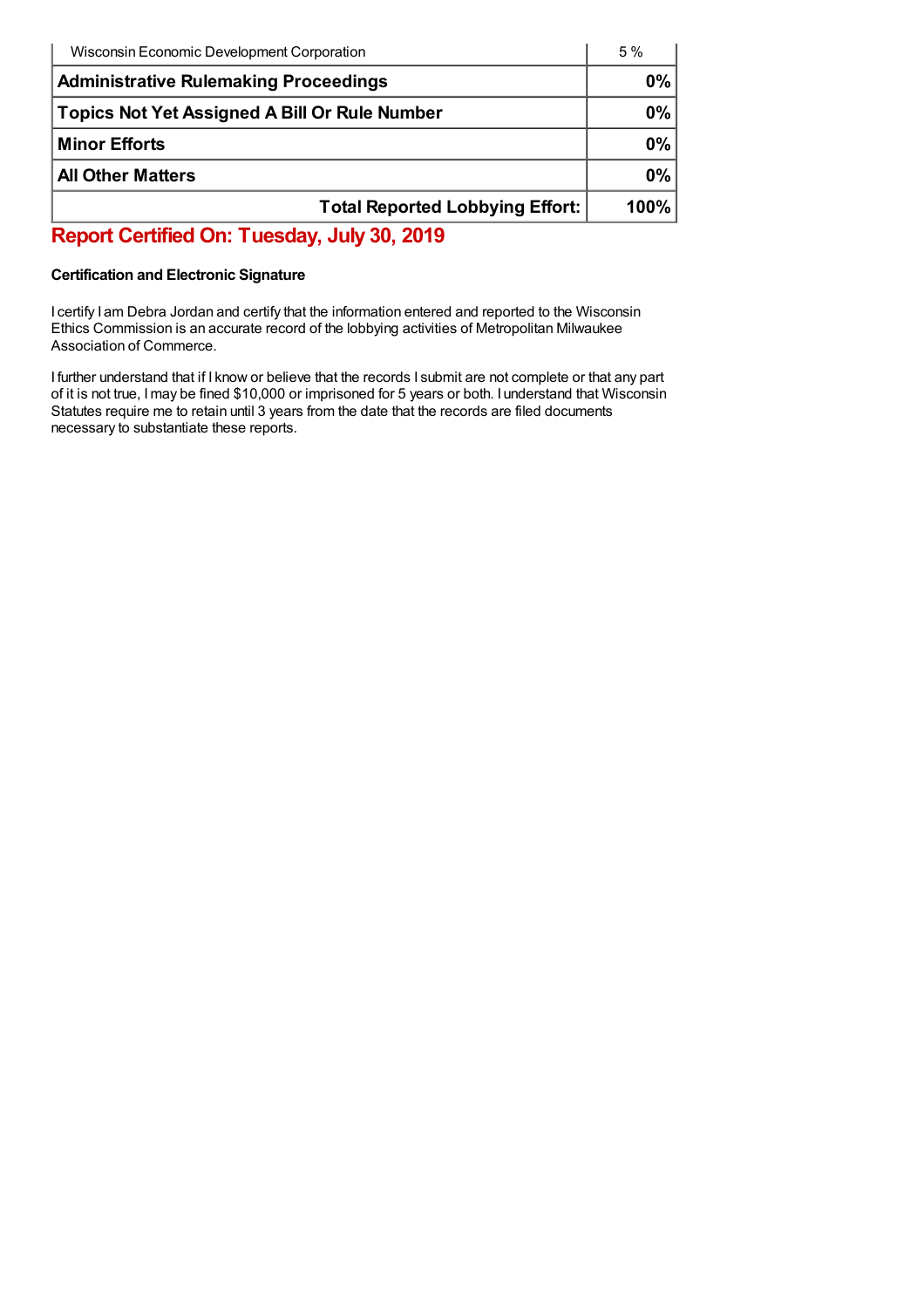| | |
|---|---|
| Wisconsin Economic Development Corporation | 5 % |
| **Administrative Rulemaking Proceedings** | **0%** |
| **Topics Not Yet Assigned A Bill Or Rule Number** | **0%** |
| **Minor Efforts** | **0%** |
| **All Other Matters** | **0%** |
| **Total Reported Lobbying Effort:** | **100%** |

## Report Certified On: Tuesday, July 30, 2019

**Certification and Electronic Signature**

I certify I am Debra Jordan and certify that the information entered and reported to the Wisconsin Ethics Commission is an accurate record of the lobbying activities of Metropolitan Milwaukee Association of Commerce.

I further understand that if I know or believe that the records I submit are not complete or that any part of it is not true, I may be fined $10,000 or imprisoned for 5 years or both. I understand that Wisconsin Statutes require me to retain until 3 years from the date that the records are filed documents necessary to substantiate these reports.